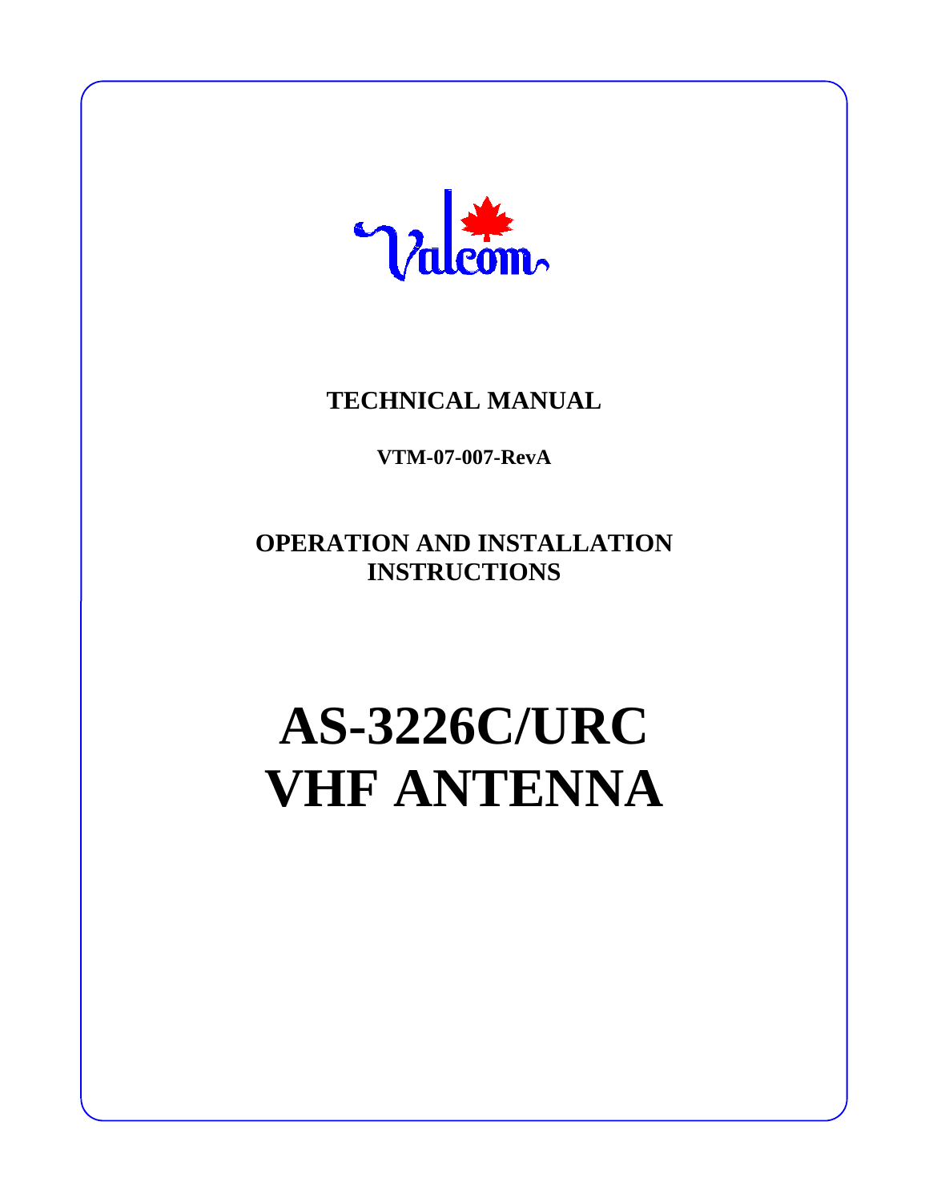Valcom

**TECHNICAL MANUAL**

**VTM-07-007-RevA**

**OPERATION AND INSTALLATION INSTRUCTIONS**

# AS-3226C/URC VHF ANTENNA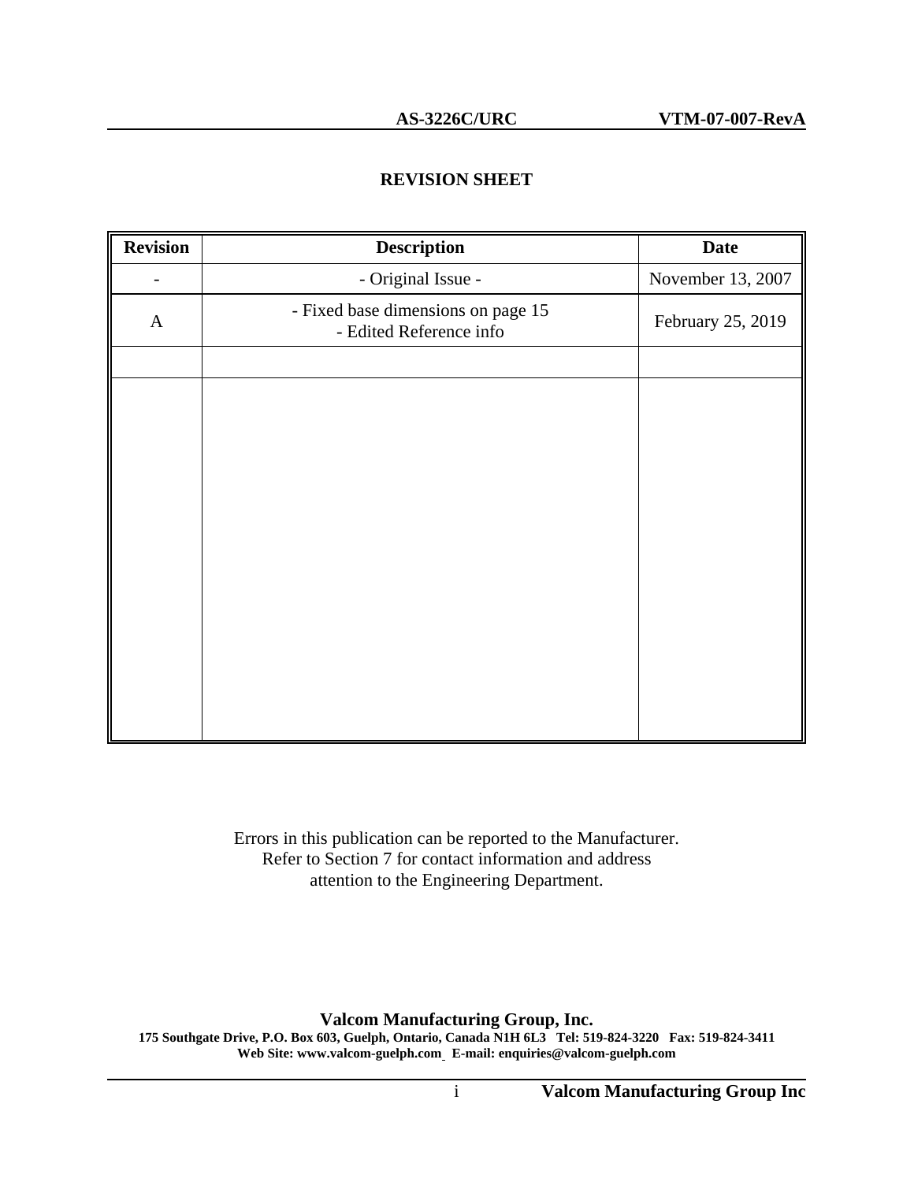## REVISION SHEET

| Revision | Description | Date |
|---|---|---|
| - | - Original Issue - | November 13, 2007 |
| A | - Fixed base dimensions on page 15<br>- Edited Reference info | February 25, 2019 |
| | | |
| | | |

Errors in this publication can be reported to the Manufacturer.
Refer to Section 7 for contact information and address
attention to the Engineering Department.

**Valcom Manufacturing Group, Inc.**
**175 Southgate Drive, P.O. Box 603, Guelph, Ontario, Canada N1H 6L3 Tel: 519-824-3220 Fax: 519-824-3411**
**Web Site: www.valcom-guelph.com E-mail: enquiries@valcom-guelph.com**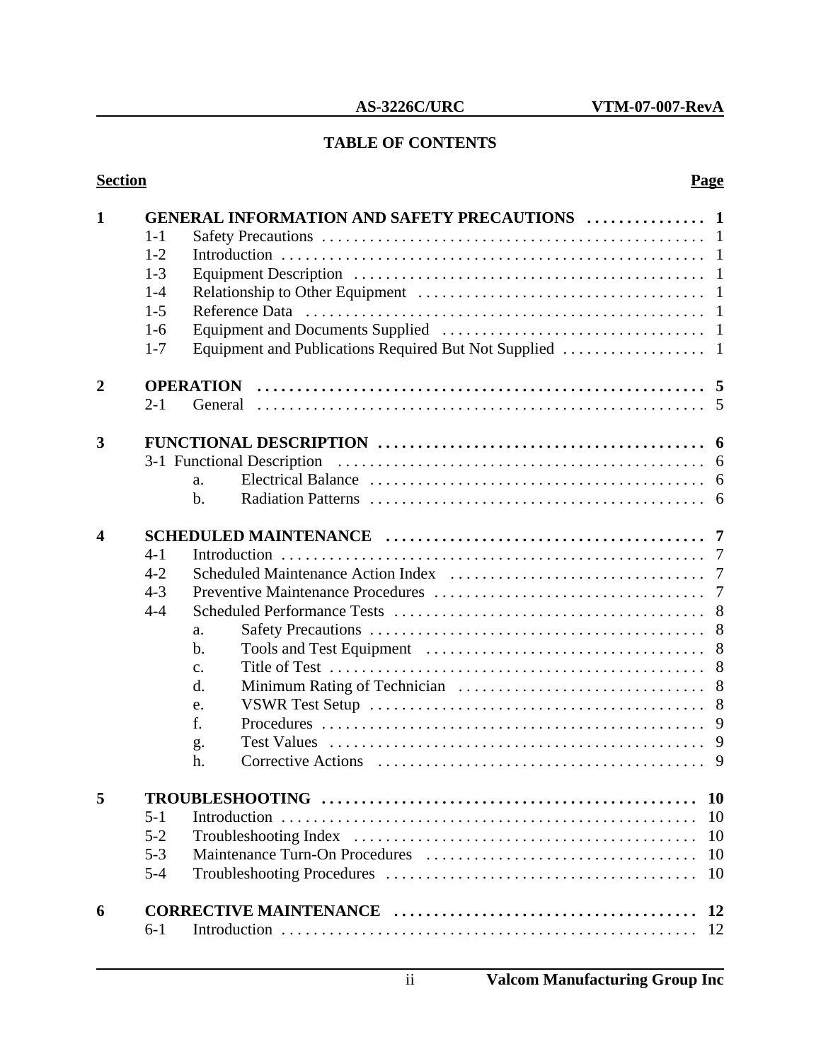# TABLE OF CONTENTS

| Section | | | Page |
|---|---|---|---|
| **1** | **GENERAL INFORMATION AND SAFETY PRECAUTIONS** | | **1** |
| | 1-1 | Safety Precautions | 1 |
| | 1-2 | Introduction | 1 |
| | 1-3 | Equipment Description | 1 |
| | 1-4 | Relationship to Other Equipment | 1 |
| | 1-5 | Reference Data | 1 |
| | 1-6 | Equipment and Documents Supplied | 1 |
| | 1-7 | Equipment and Publications Required But Not Supplied | 1 |
| **2** | **OPERATION** | | **5** |
| | 2-1 | General | 5 |
| **3** | **FUNCTIONAL DESCRIPTION** | | **6** |
| | 3-1 Functional Description | | 6 |
| | | a. Electrical Balance | 6 |
| | | b. Radiation Patterns | 6 |
| **4** | **SCHEDULED MAINTENANCE** | | **7** |
| | 4-1 | Introduction | 7 |
| | 4-2 | Scheduled Maintenance Action Index | 7 |
| | 4-3 | Preventive Maintenance Procedures | 7 |
| | 4-4 | Scheduled Performance Tests | 8 |
| | | a. Safety Precautions | 8 |
| | | b. Tools and Test Equipment | 8 |
| | | c. Title of Test | 8 |
| | | d. Minimum Rating of Technician | 8 |
| | | e. VSWR Test Setup | 8 |
| | | f. Procedures | 9 |
| | | g. Test Values | 9 |
| | | h. Corrective Actions | 9 |
| **5** | **TROUBLESHOOTING** | | **10** |
| | 5-1 | Introduction | 10 |
| | 5-2 | Troubleshooting Index | 10 |
| | 5-3 | Maintenance Turn-On Procedures | 10 |
| | 5-4 | Troubleshooting Procedures | 10 |
| **6** | **CORRECTIVE MAINTENANCE** | | **12** |
| | 6-1 | Introduction | 12 |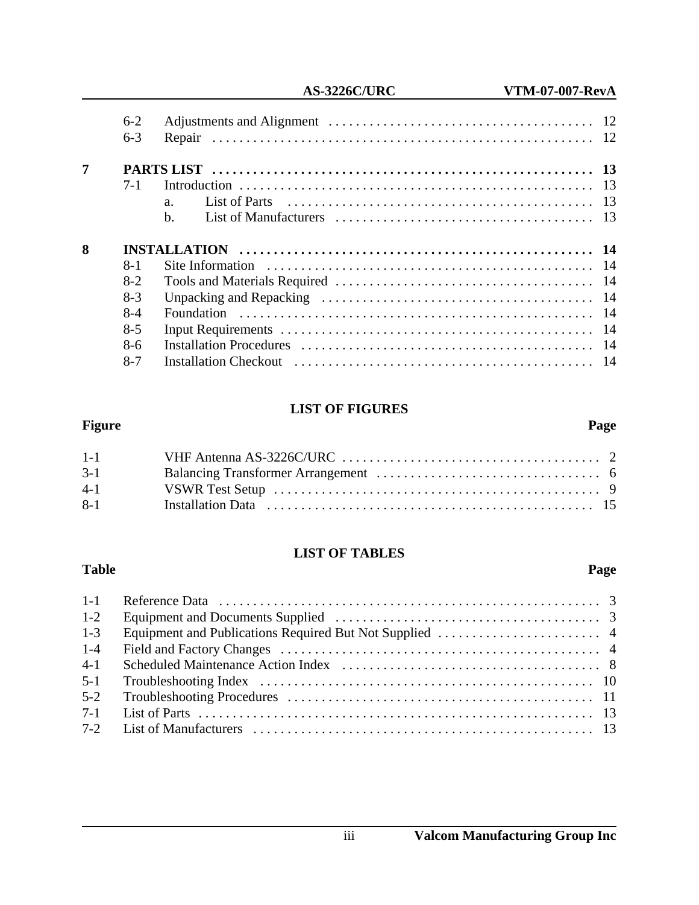| | | | |
|---|---|---|---|
| | 6-2 | Adjustments and Alignment | 12 |
| | 6-3 | Repair | 12 |
| **7** | **PARTS LIST** | | **13** |
| | 7-1 | Introduction | 13 |
| | | a. List of Parts | 13 |
| | | b. List of Manufacturers | 13 |
| **8** | **INSTALLATION** | | **14** |
| | 8-1 | Site Information | 14 |
| | 8-2 | Tools and Materials Required | 14 |
| | 8-3 | Unpacking and Repacking | 14 |
| | 8-4 | Foundation | 14 |
| | 8-5 | Input Requirements | 14 |
| | 8-6 | Installation Procedures | 14 |
| | 8-7 | Installation Checkout | 14 |

## LIST OF FIGURES

| Figure | | Page |
|---|---|---|
| 1-1 | VHF Antenna AS-3226C/URC | 2 |
| 3-1 | Balancing Transformer Arrangement | 6 |
| 4-1 | VSWR Test Setup | 9 |
| 8-1 | Installation Data | 15 |

## LIST OF TABLES

| Table | | Page |
|---|---|---|
| 1-1 | Reference Data | 3 |
| 1-2 | Equipment and Documents Supplied | 3 |
| 1-3 | Equipment and Publications Required But Not Supplied | 4 |
| 1-4 | Field and Factory Changes | 4 |
| 4-1 | Scheduled Maintenance Action Index | 8 |
| 5-1 | Troubleshooting Index | 10 |
| 5-2 | Troubleshooting Procedures | 11 |
| 7-1 | List of Parts | 13 |
| 7-2 | List of Manufacturers | 13 |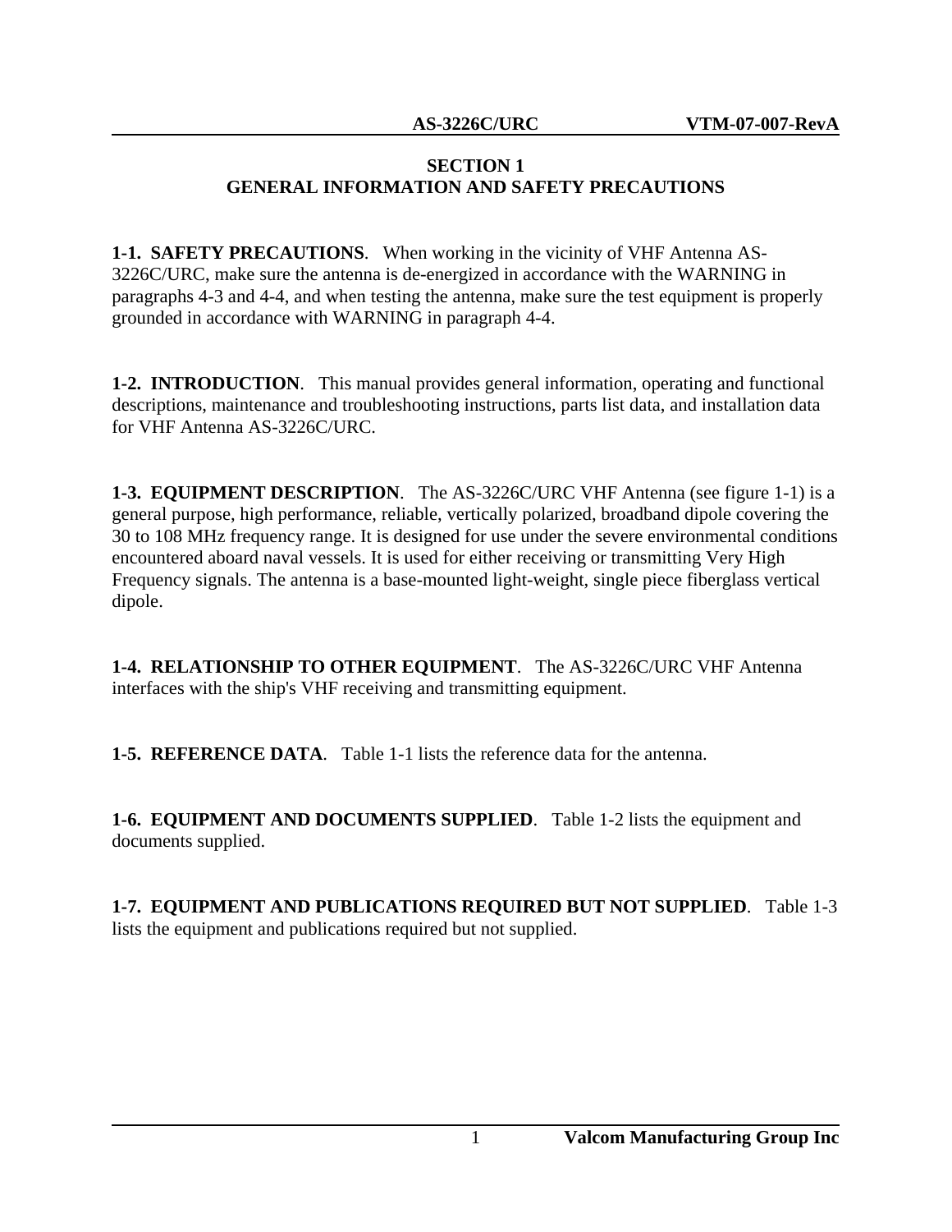# SECTION 1
## GENERAL INFORMATION AND SAFETY PRECAUTIONS

**1-1. SAFETY PRECAUTIONS**. When working in the vicinity of VHF Antenna AS-3226C/URC, make sure the antenna is de-energized in accordance with the WARNING in paragraphs 4-3 and 4-4, and when testing the antenna, make sure the test equipment is properly grounded in accordance with WARNING in paragraph 4-4.

**1-2. INTRODUCTION**. This manual provides general information, operating and functional descriptions, maintenance and troubleshooting instructions, parts list data, and installation data for VHF Antenna AS-3226C/URC.

**1-3. EQUIPMENT DESCRIPTION**. The AS-3226C/URC VHF Antenna (see figure 1-1) is a general purpose, high performance, reliable, vertically polarized, broadband dipole covering the 30 to 108 MHz frequency range. It is designed for use under the severe environmental conditions encountered aboard naval vessels. It is used for either receiving or transmitting Very High Frequency signals. The antenna is a base-mounted light-weight, single piece fiberglass vertical dipole.

**1-4. RELATIONSHIP TO OTHER EQUIPMENT**. The AS-3226C/URC VHF Antenna interfaces with the ship's VHF receiving and transmitting equipment.

**1-5. REFERENCE DATA**. Table 1-1 lists the reference data for the antenna.

**1-6. EQUIPMENT AND DOCUMENTS SUPPLIED**. Table 1-2 lists the equipment and documents supplied.

**1-7. EQUIPMENT AND PUBLICATIONS REQUIRED BUT NOT SUPPLIED**. Table 1-3 lists the equipment and publications required but not supplied.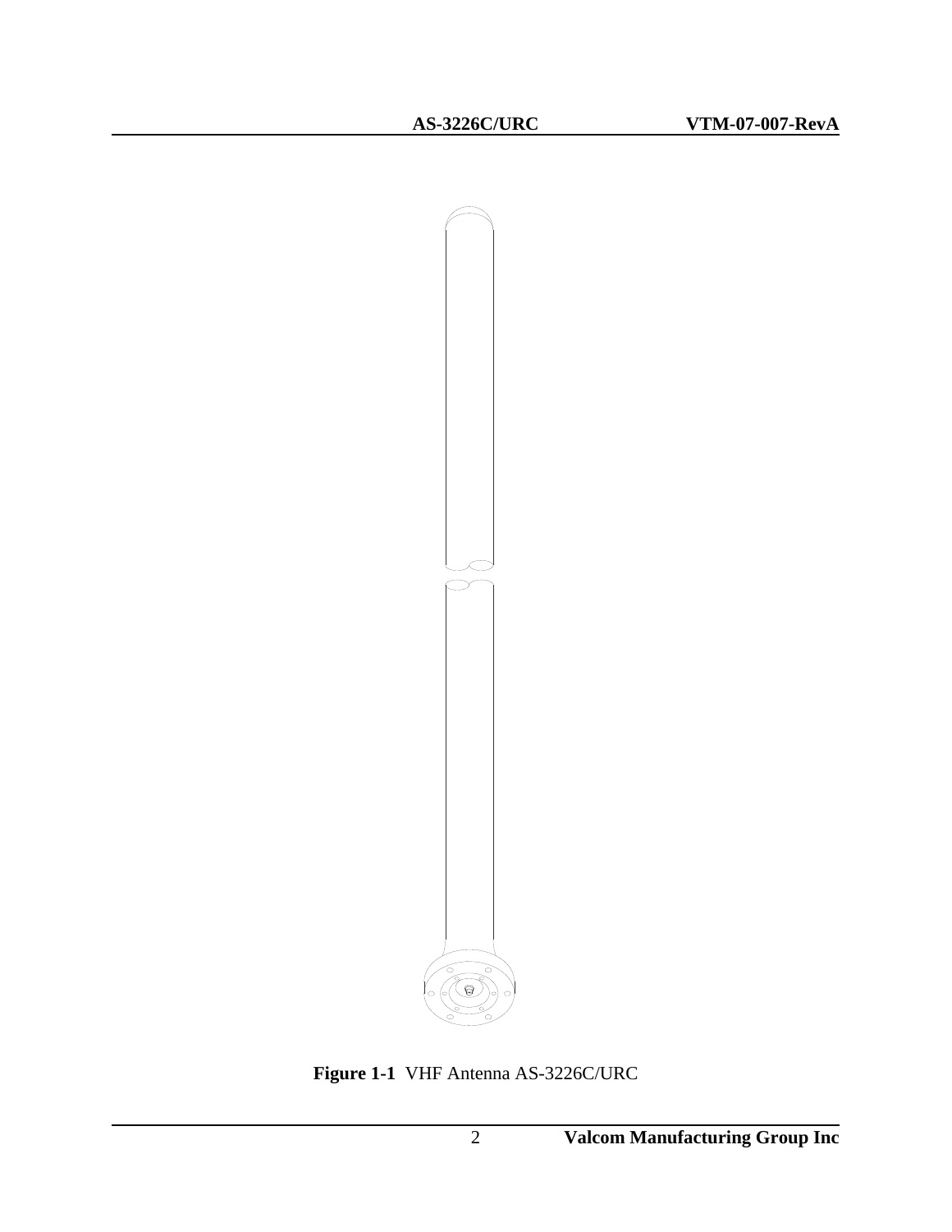**Figure 1-1** VHF Antenna AS-3226C/URC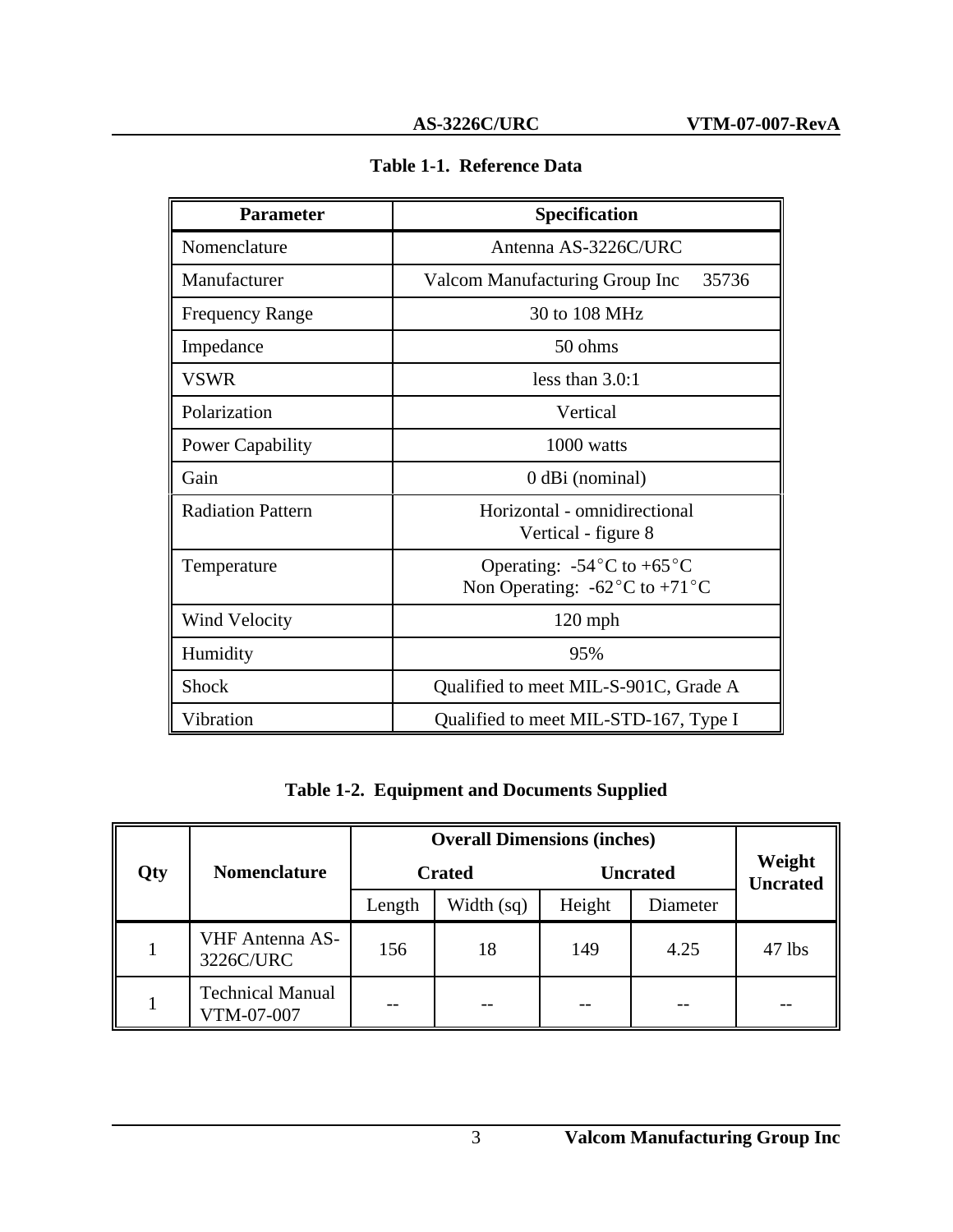**Table 1-1. Reference Data**

| Parameter | Specification |
|---|---|
| Nomenclature | Antenna AS-3226C/URC |
| Manufacturer | Valcom Manufacturing Group Inc 35736 |
| Frequency Range | 30 to 108 MHz |
| Impedance | 50 ohms |
| VSWR | less than 3.0:1 |
| Polarization | Vertical |
| Power Capability | 1000 watts |
| Gain | 0 dBi (nominal) |
| Radiation Pattern | Horizontal - omnidirectional<br>Vertical - figure 8 |
| Temperature | Operating: -54°C to +65°C<br>Non Operating: -62°C to +71°C |
| Wind Velocity | 120 mph |
| Humidity | 95% |
| Shock | Qualified to meet MIL-S-901C, Grade A |
| Vibration | Qualified to meet MIL-STD-167, Type I |

**Table 1-2. Equipment and Documents Supplied**

| Qty | Nomenclature | Overall Dimensions (inches) | | | | Weight Uncrated |
|---|---|---|---|---|---|---|
| | | Crated | | Uncrated | | |
| | | Length | Width (sq) | Height | Diameter | |
| 1 | VHF Antenna AS-3226C/URC | 156 | 18 | 149 | 4.25 | 47 lbs |
| 1 | Technical Manual VTM-07-007 | -- | -- | -- | -- | -- |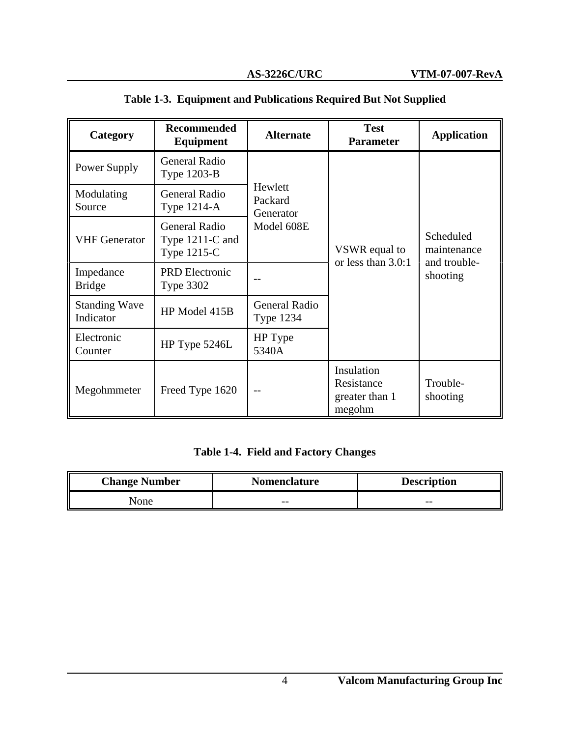**Table 1-3. Equipment and Publications Required But Not Supplied**

| Category | Recommended Equipment | Alternate | Test Parameter | Application |
|---|---|---|---|---|
| Power Supply | General Radio Type 1203-B | Hewlett Packard Generator Model 608E | VSWR equal to or less than 3.0:1 | Scheduled maintenance and trouble-shooting |
| Modulating Source | General Radio Type 1214-A | | | |
| VHF Generator | General Radio Type 1211-C and Type 1215-C | | | |
| Impedance Bridge | PRD Electronic Type 3302 | -- | | |
| Standing Wave Indicator | HP Model 415B | General Radio Type 1234 | | |
| Electronic Counter | HP Type 5246L | HP Type 5340A | | |
| Megohmmeter | Freed Type 1620 | -- | Insulation Resistance greater than 1 megohm | Trouble-shooting |

**Table 1-4. Field and Factory Changes**

| Change Number | Nomenclature | Description |
|---|---|---|
| None | -- | -- |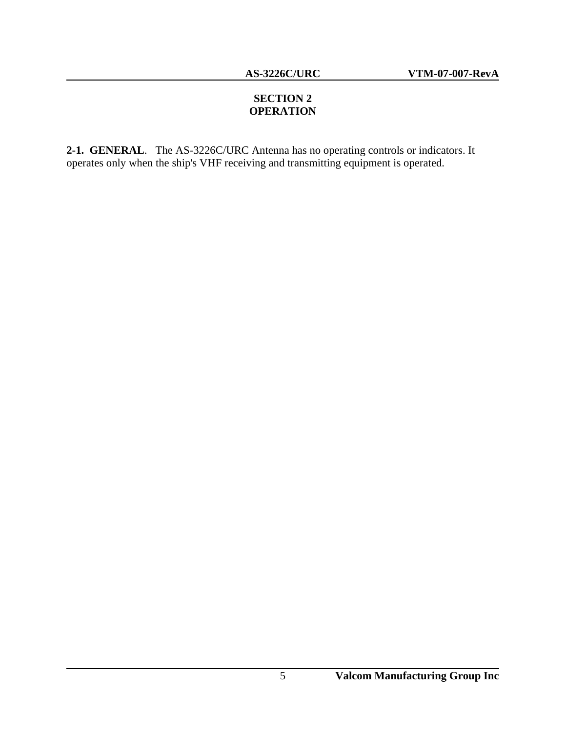# SECTION 2
# OPERATION

**2-1. GENERAL**. The AS-3226C/URC Antenna has no operating controls or indicators. It operates only when the ship's VHF receiving and transmitting equipment is operated.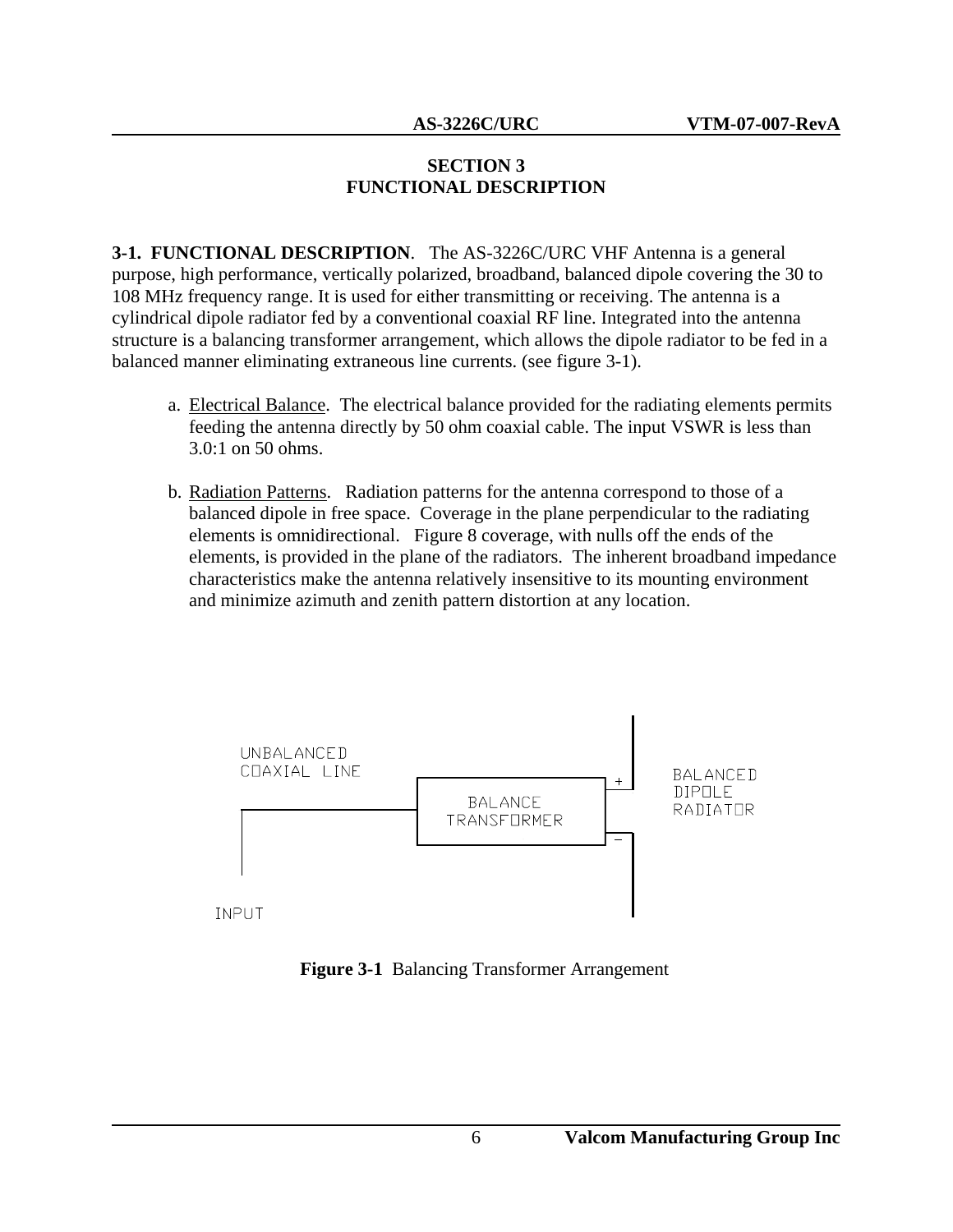# SECTION 3
# FUNCTIONAL DESCRIPTION

**3-1. FUNCTIONAL DESCRIPTION**. The AS-3226C/URC VHF Antenna is a general purpose, high performance, vertically polarized, broadband, balanced dipole covering the 30 to 108 MHz frequency range. It is used for either transmitting or receiving. The antenna is a cylindrical dipole radiator fed by a conventional coaxial RF line. Integrated into the antenna structure is a balancing transformer arrangement, which allows the dipole radiator to be fed in a balanced manner eliminating extraneous line currents. (see figure 3-1).

a. Electrical Balance. The electrical balance provided for the radiating elements permits feeding the antenna directly by 50 ohm coaxial cable. The input VSWR is less than 3.0:1 on 50 ohms.

b. Radiation Patterns. Radiation patterns for the antenna correspond to those of a balanced dipole in free space. Coverage in the plane perpendicular to the radiating elements is omnidirectional. Figure 8 coverage, with nulls off the ends of the elements, is provided in the plane of the radiators. The inherent broadband impedance characteristics make the antenna relatively insensitive to its mounting environment and minimize azimuth and zenith pattern distortion at any location.

UNBALANCED COAXIAL LINE

BALANCE TRANSFORMER

BALANCED DIPOLE RADIATOR

\+

−

INPUT

**Figure 3-1** Balancing Transformer Arrangement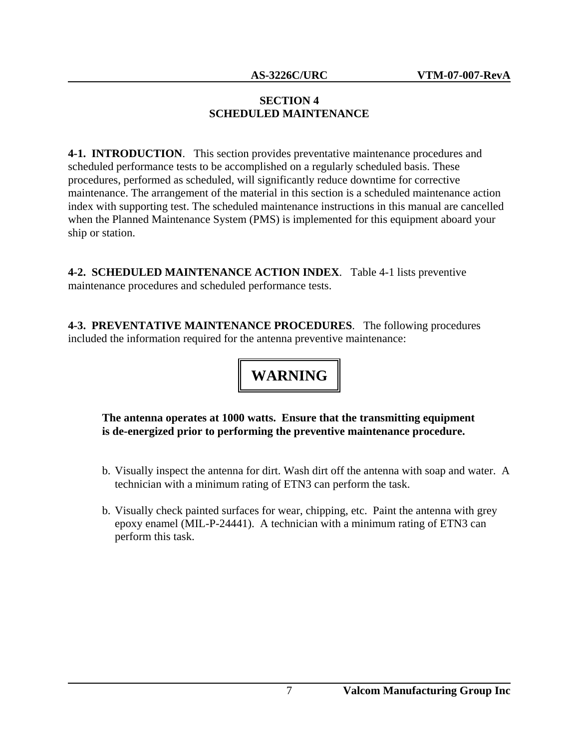# SECTION 4
# SCHEDULED MAINTENANCE

**4-1. INTRODUCTION**. This section provides preventative maintenance procedures and scheduled performance tests to be accomplished on a regularly scheduled basis. These procedures, performed as scheduled, will significantly reduce downtime for corrective maintenance. The arrangement of the material in this section is a scheduled maintenance action index with supporting test. The scheduled maintenance instructions in this manual are cancelled when the Planned Maintenance System (PMS) is implemented for this equipment aboard your ship or station.

**4-2. SCHEDULED MAINTENANCE ACTION INDEX**. Table 4-1 lists preventive maintenance procedures and scheduled performance tests.

**4-3. PREVENTATIVE MAINTENANCE PROCEDURES**. The following procedures included the information required for the antenna preventive maintenance:

**WARNING**

**The antenna operates at 1000 watts. Ensure that the transmitting equipment is de-energized prior to performing the preventive maintenance procedure.**

b. Visually inspect the antenna for dirt. Wash dirt off the antenna with soap and water. A technician with a minimum rating of ETN3 can perform the task.

b. Visually check painted surfaces for wear, chipping, etc. Paint the antenna with grey epoxy enamel (MIL-P-24441). A technician with a minimum rating of ETN3 can perform this task.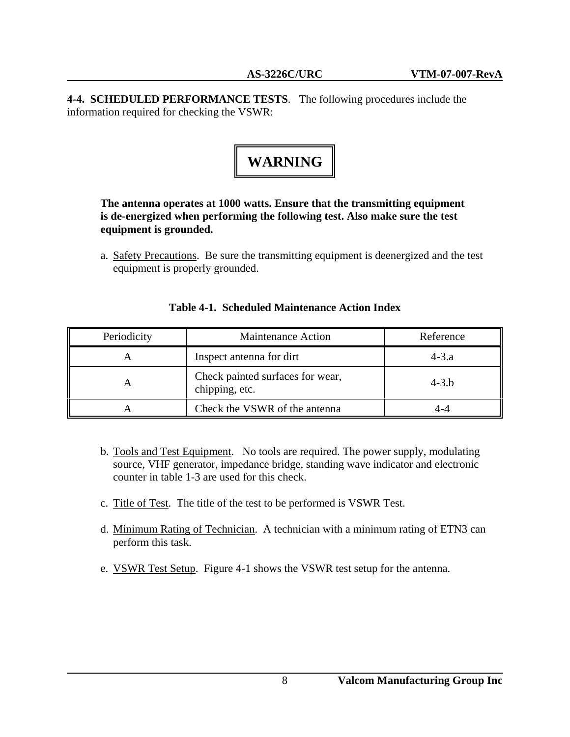**4-4. SCHEDULED PERFORMANCE TESTS**. The following procedures include the information required for checking the VSWR:

**WARNING**

**The antenna operates at 1000 watts. Ensure that the transmitting equipment is de-energized when performing the following test. Also make sure the test equipment is grounded.**

a. Safety Precautions. Be sure the transmitting equipment is deenergized and the test equipment is properly grounded.

**Table 4-1. Scheduled Maintenance Action Index**

| Periodicity | Maintenance Action | Reference |
|---|---|---|
| A | Inspect antenna for dirt | 4-3.a |
| A | Check painted surfaces for wear, chipping, etc. | 4-3.b |
| A | Check the VSWR of the antenna | 4-4 |

b. Tools and Test Equipment. No tools are required. The power supply, modulating source, VHF generator, impedance bridge, standing wave indicator and electronic counter in table 1-3 are used for this check.

c. Title of Test. The title of the test to be performed is VSWR Test.

d. Minimum Rating of Technician. A technician with a minimum rating of ETN3 can perform this task.

e. VSWR Test Setup. Figure 4-1 shows the VSWR test setup for the antenna.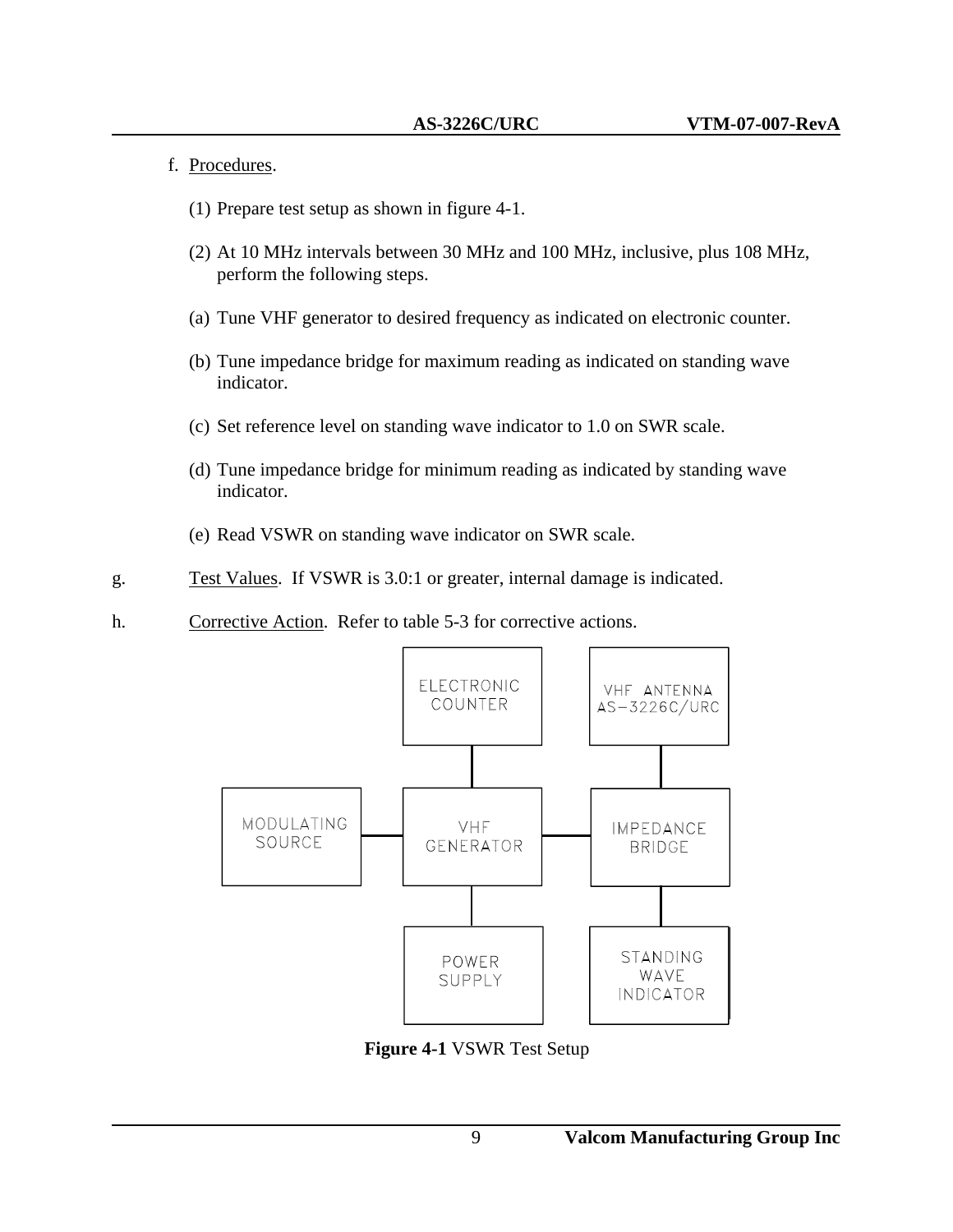f. <u>Procedures</u>.

(1) Prepare test setup as shown in figure 4-1.

(2) At 10 MHz intervals between 30 MHz and 100 MHz, inclusive, plus 108 MHz, perform the following steps.

(a) Tune VHF generator to desired frequency as indicated on electronic counter.

(b) Tune impedance bridge for maximum reading as indicated on standing wave indicator.

(c) Set reference level on standing wave indicator to 1.0 on SWR scale.

(d) Tune impedance bridge for minimum reading as indicated by standing wave indicator.

(e) Read VSWR on standing wave indicator on SWR scale.

g. <u>Test Values</u>. If VSWR is 3.0:1 or greater, internal damage is indicated.

h. <u>Corrective Action</u>. Refer to table 5-3 for corrective actions.

ELECTRONIC COUNTER

VHF ANTENNA AS-3226C/URC

MODULATING SOURCE

VHF GENERATOR

IMPEDANCE BRIDGE

POWER SUPPLY

STANDING WAVE INDICATOR

**Figure 4-1** VSWR Test Setup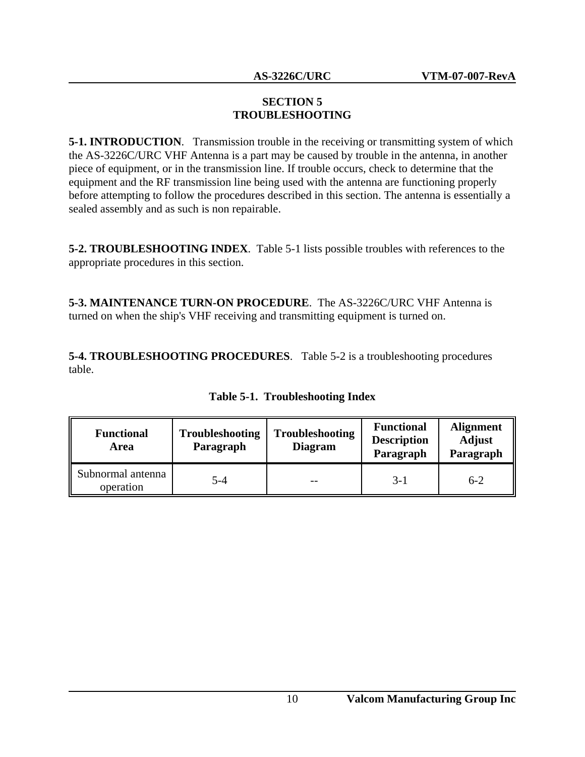# SECTION 5
# TROUBLESHOOTING

**5-1. INTRODUCTION**. Transmission trouble in the receiving or transmitting system of which the AS-3226C/URC VHF Antenna is a part may be caused by trouble in the antenna, in another piece of equipment, or in the transmission line. If trouble occurs, check to determine that the equipment and the RF transmission line being used with the antenna are functioning properly before attempting to follow the procedures described in this section. The antenna is essentially a sealed assembly and as such is non repairable.

**5-2. TROUBLESHOOTING INDEX**. Table 5-1 lists possible troubles with references to the appropriate procedures in this section.

**5-3. MAINTENANCE TURN-ON PROCEDURE**. The AS-3226C/URC VHF Antenna is turned on when the ship's VHF receiving and transmitting equipment is turned on.

**5-4. TROUBLESHOOTING PROCEDURES**. Table 5-2 is a troubleshooting procedures table.

**Table 5-1. Troubleshooting Index**

| Functional Area | Troubleshooting Paragraph | Troubleshooting Diagram | Functional Description Paragraph | Alignment Adjust Paragraph |
|---|---|---|---|---|
| Subnormal antenna operation | 5-4 | -- | 3-1 | 6-2 |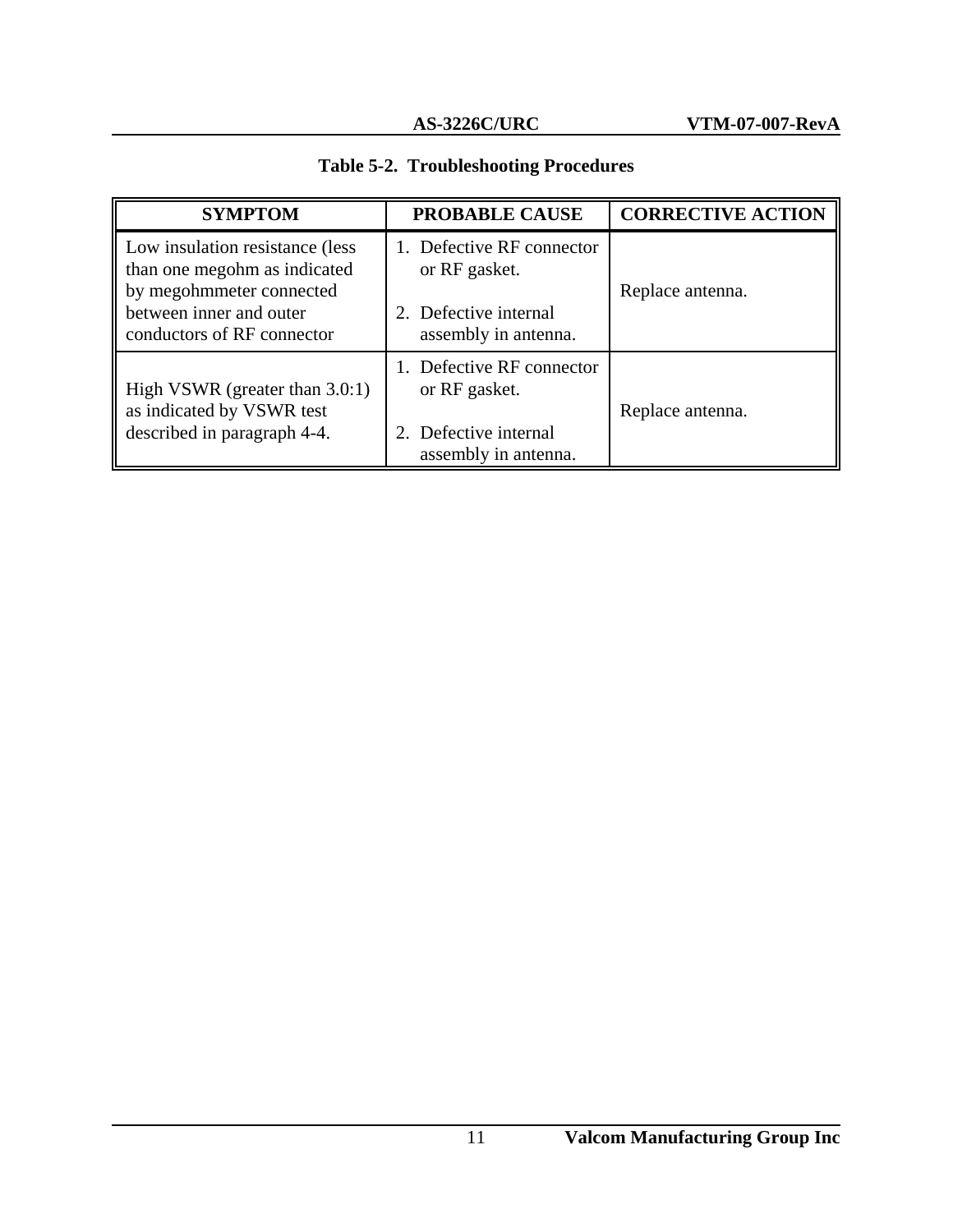**Table 5-2. Troubleshooting Procedures**

| SYMPTOM | PROBABLE CAUSE | CORRECTIVE ACTION |
|---|---|---|
| Low insulation resistance (less than one megohm as indicated by megohmmeter connected between inner and outer conductors of RF connector | 1. Defective RF connector or RF gasket.<br>2. Defective internal assembly in antenna. | Replace antenna. |
| High VSWR (greater than 3.0:1) as indicated by VSWR test described in paragraph 4-4. | 1. Defective RF connector or RF gasket.<br>2. Defective internal assembly in antenna. | Replace antenna. |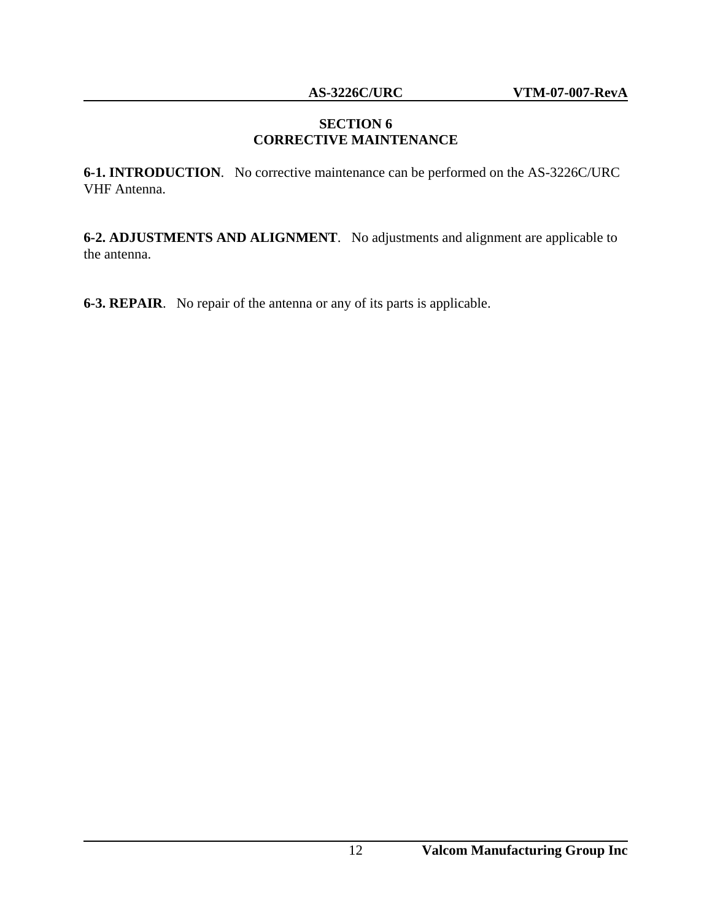# SECTION 6
# CORRECTIVE MAINTENANCE

**6-1. INTRODUCTION**. No corrective maintenance can be performed on the AS-3226C/URC VHF Antenna.

**6-2. ADJUSTMENTS AND ALIGNMENT**. No adjustments and alignment are applicable to the antenna.

**6-3. REPAIR**. No repair of the antenna or any of its parts is applicable.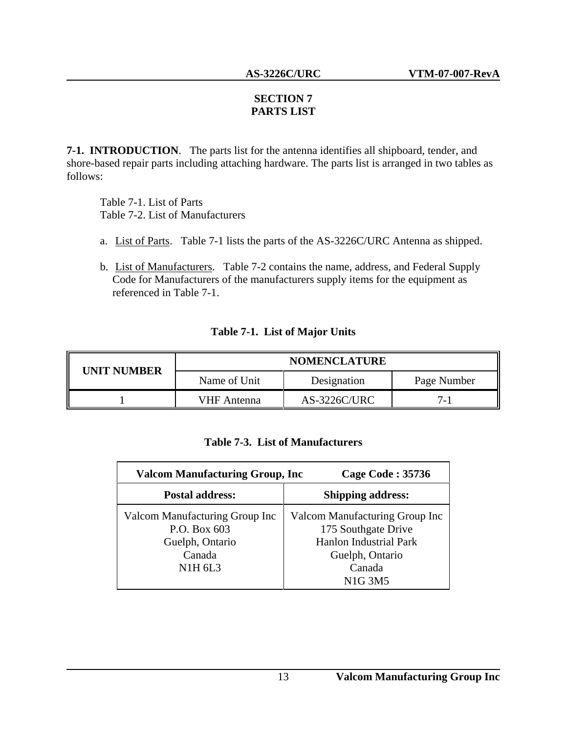# SECTION 7
# PARTS LIST

**7-1. INTRODUCTION**. The parts list for the antenna identifies all shipboard, tender, and shore-based repair parts including attaching hardware. The parts list is arranged in two tables as follows:

Table 7-1. List of Parts
Table 7-2. List of Manufacturers

a. List of Parts. Table 7-1 lists the parts of the AS-3226C/URC Antenna as shipped.

b. List of Manufacturers. Table 7-2 contains the name, address, and Federal Supply Code for Manufacturers of the manufacturers supply items for the equipment as referenced in Table 7-1.

**Table 7-1. List of Major Units**

| UNIT NUMBER | NOMENCLATURE | | |
|---|---|---|---|
| | Name of Unit | Designation | Page Number |
| 1 | VHF Antenna | AS-3226C/URC | 7-1 |

**Table 7-3. List of Manufacturers**

| **Valcom Manufacturing Group, Inc** | **Cage Code : 35736** |
|---|---|
| **Postal address:** | **Shipping address:** |
| Valcom Manufacturing Group Inc<br>P.O. Box 603<br>Guelph, Ontario<br>Canada<br>N1H 6L3 | Valcom Manufacturing Group Inc<br>175 Southgate Drive<br>Hanlon Industrial Park<br>Guelph, Ontario<br>Canada<br>N1G 3M5 |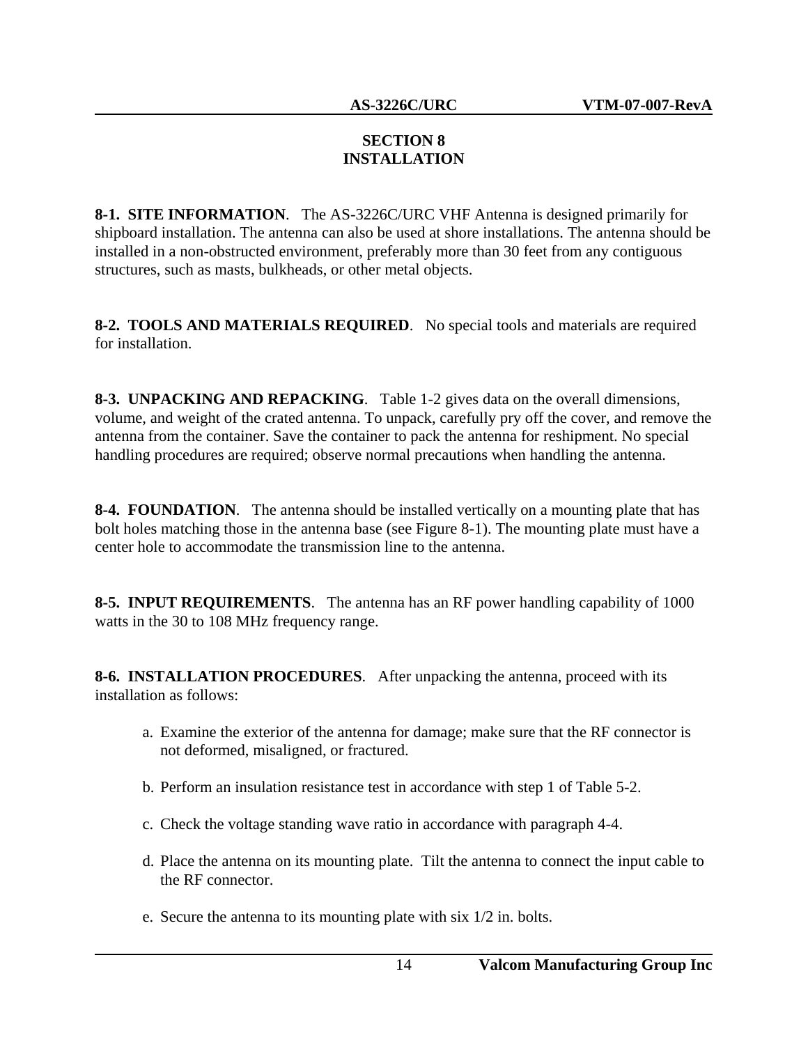# SECTION 8
# INSTALLATION

**8-1. SITE INFORMATION**. The AS-3226C/URC VHF Antenna is designed primarily for shipboard installation. The antenna can also be used at shore installations. The antenna should be installed in a non-obstructed environment, preferably more than 30 feet from any contiguous structures, such as masts, bulkheads, or other metal objects.

**8-2. TOOLS AND MATERIALS REQUIRED**. No special tools and materials are required for installation.

**8-3. UNPACKING AND REPACKING**. Table 1-2 gives data on the overall dimensions, volume, and weight of the crated antenna. To unpack, carefully pry off the cover, and remove the antenna from the container. Save the container to pack the antenna for reshipment. No special handling procedures are required; observe normal precautions when handling the antenna.

**8-4. FOUNDATION**. The antenna should be installed vertically on a mounting plate that has bolt holes matching those in the antenna base (see Figure 8-1). The mounting plate must have a center hole to accommodate the transmission line to the antenna.

**8-5. INPUT REQUIREMENTS**. The antenna has an RF power handling capability of 1000 watts in the 30 to 108 MHz frequency range.

**8-6. INSTALLATION PROCEDURES**. After unpacking the antenna, proceed with its installation as follows:

a. Examine the exterior of the antenna for damage; make sure that the RF connector is not deformed, misaligned, or fractured.

b. Perform an insulation resistance test in accordance with step 1 of Table 5-2.

c. Check the voltage standing wave ratio in accordance with paragraph 4-4.

d. Place the antenna on its mounting plate. Tilt the antenna to connect the input cable to the RF connector.

e. Secure the antenna to its mounting plate with six 1/2 in. bolts.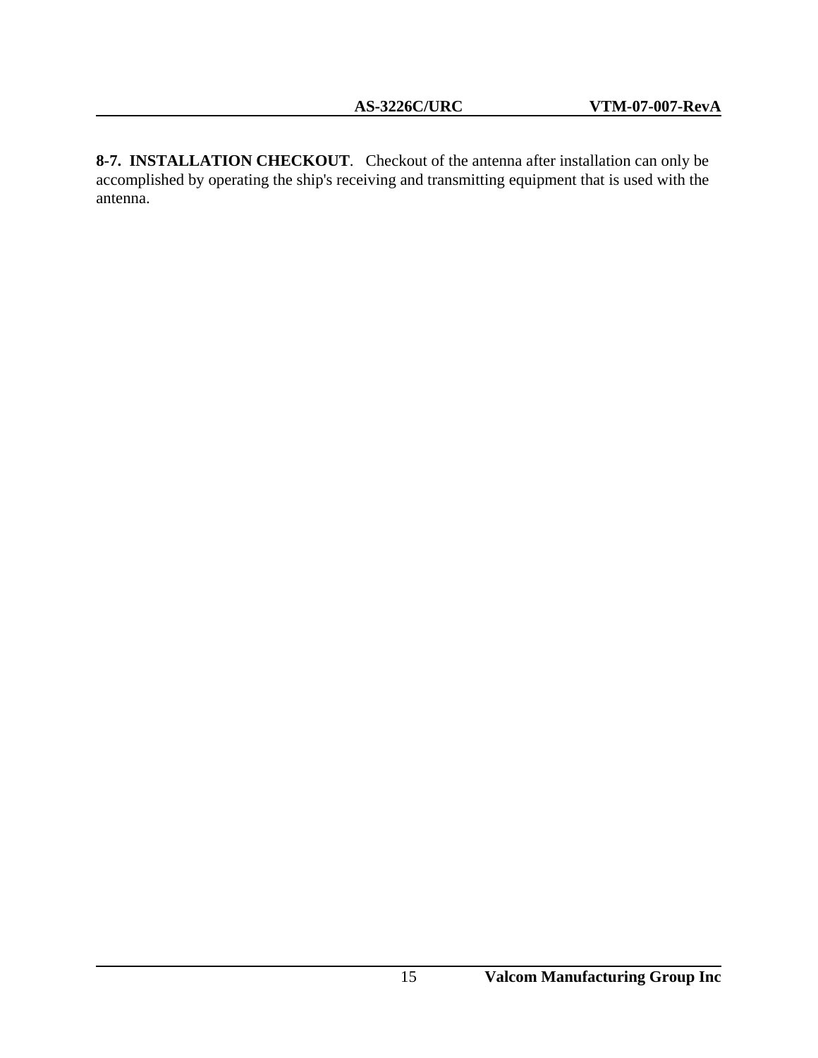**8-7. INSTALLATION CHECKOUT**. Checkout of the antenna after installation can only be accomplished by operating the ship's receiving and transmitting equipment that is used with the antenna.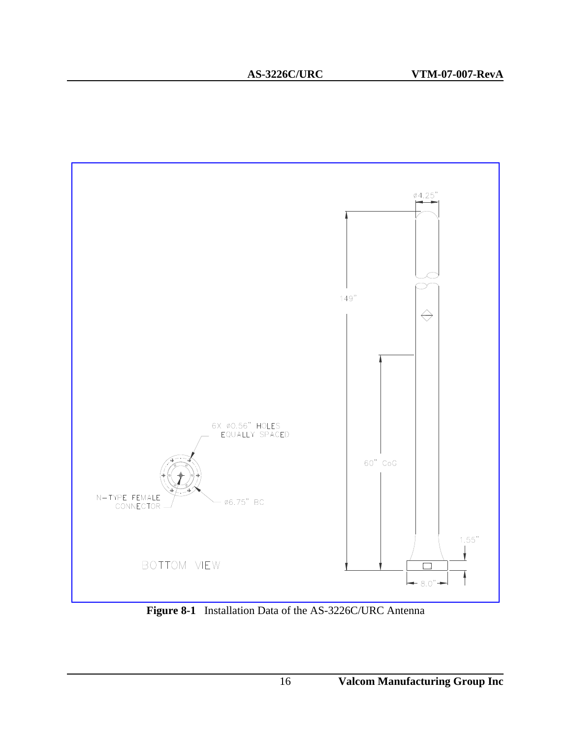ø4.25"

149"

60" CoC

1.55"

8.0"

6X ø0.56" HOLES EQUALLY SPACED

N–TYPE FEMALE CONNECTOR

ø6.75" BC

BOTTOM VIEW

**Figure 8-1** Installation Data of the AS-3226C/URC Antenna